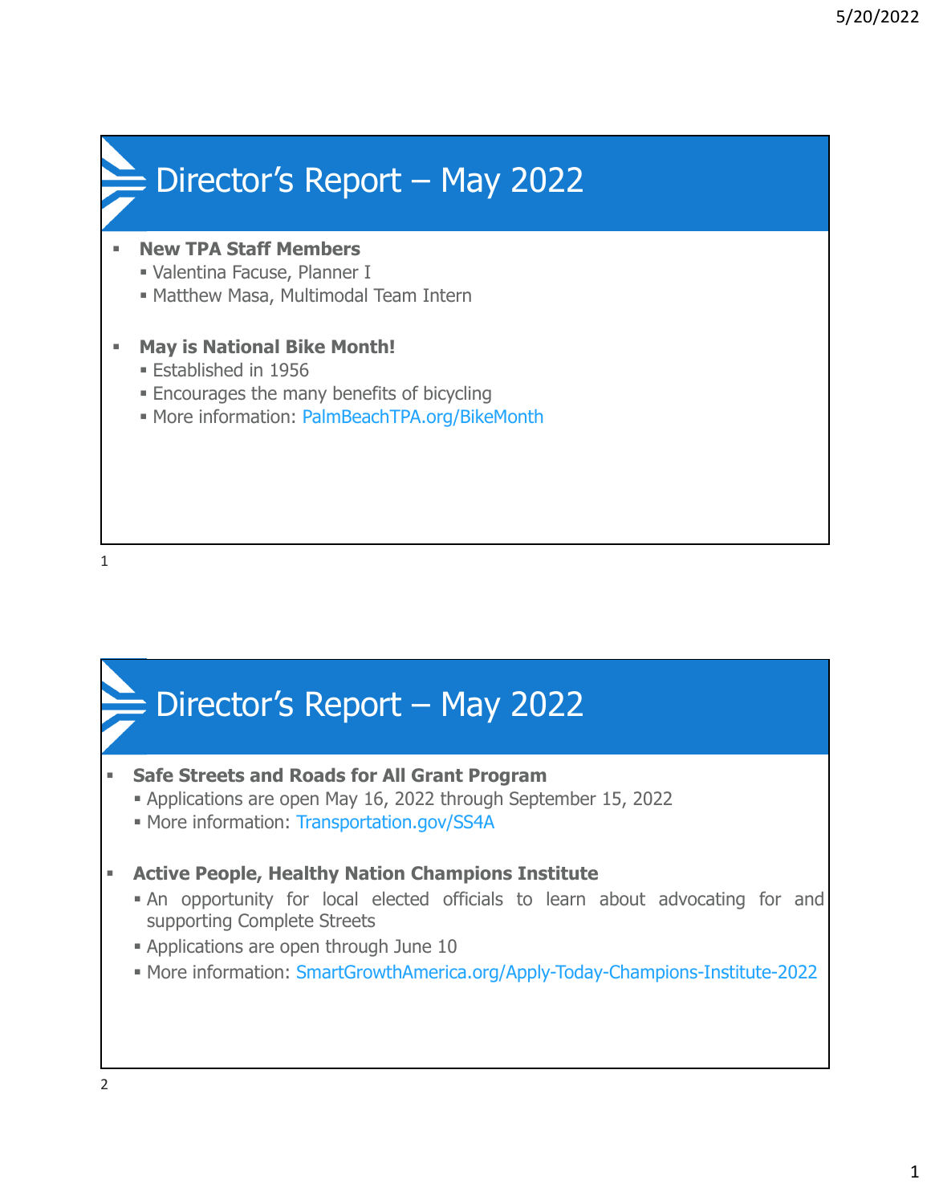# Director's Report – May 2022

- **New TPA Staff Members**
  - Valentina Facuse, Planner I
  - Matthew Masa, Multimodal Team Intern

- **May is National Bike Month!**
  - Established in 1956
  - Encourages the many benefits of bicycling
  - More information: PalmBeachTPA.org/BikeMonth

# Director's Report – May 2022

- **Safe Streets and Roads for All Grant Program**
  - Applications are open May 16, 2022 through September 15, 2022
  - More information: Transportation.gov/SS4A

- **Active People, Healthy Nation Champions Institute**
  - An opportunity for local elected officials to learn about advocating for and supporting Complete Streets
  - Applications are open through June 10
  - More information: SmartGrowthAmerica.org/Apply-Today-Champions-Institute-2022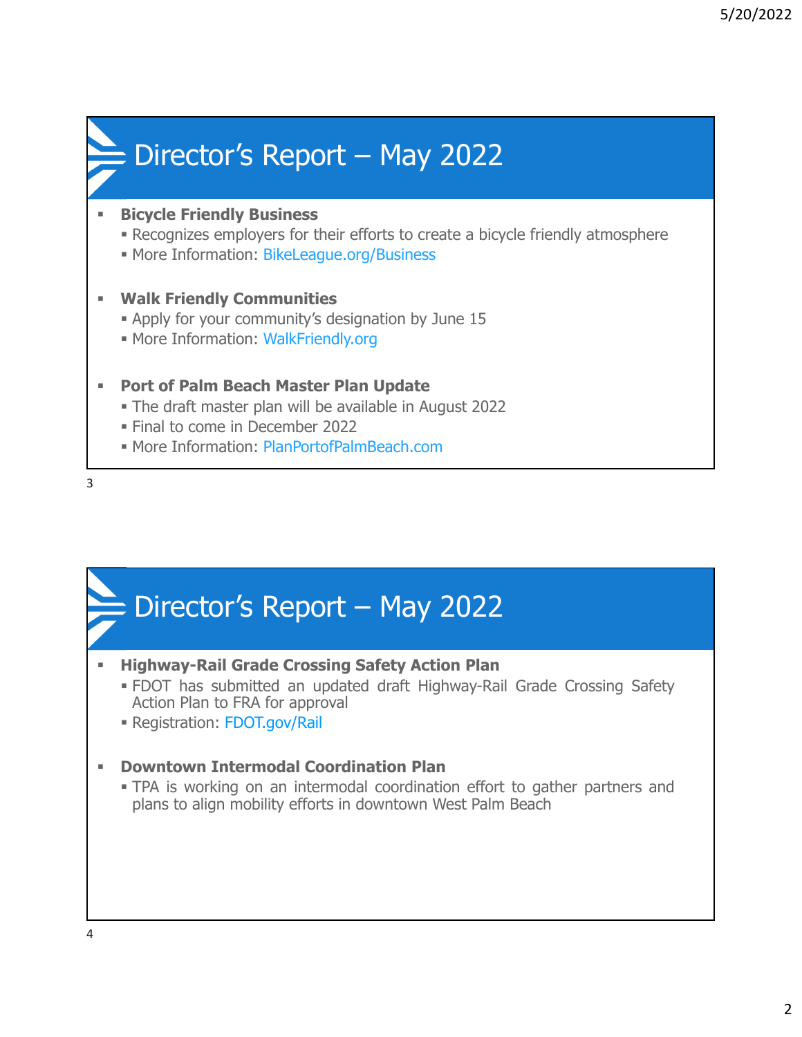## Director's Report – May 2022

- **Bicycle Friendly Business**
  - Recognizes employers for their efforts to create a bicycle friendly atmosphere
  - More Information: BikeLeague.org/Business
- **Walk Friendly Communities**
  - Apply for your community's designation by June 15
  - More Information: WalkFriendly.org
- **Port of Palm Beach Master Plan Update**
  - The draft master plan will be available in August 2022
  - Final to come in December 2022
  - More Information: PlanPortofPalmBeach.com

## Director's Report – May 2022

- **Highway-Rail Grade Crossing Safety Action Plan**
  - FDOT has submitted an updated draft Highway-Rail Grade Crossing Safety Action Plan to FRA for approval
  - Registration: FDOT.gov/Rail
- **Downtown Intermodal Coordination Plan**
  - TPA is working on an intermodal coordination effort to gather partners and plans to align mobility efforts in downtown West Palm Beach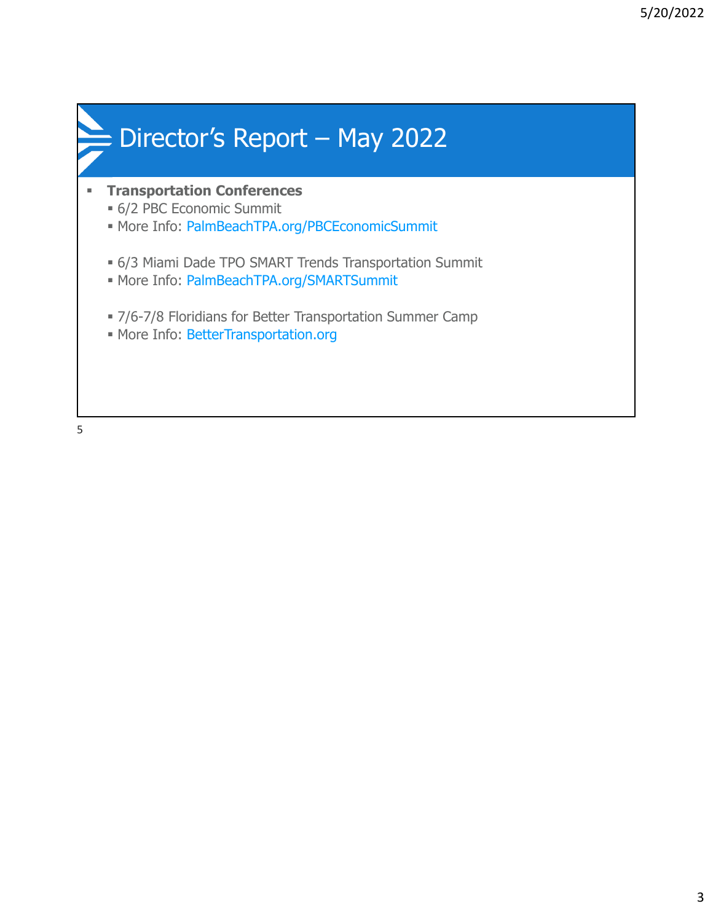# Director's Report – May 2022

- **Transportation Conferences**
  - 6/2 PBC Economic Summit
  - More Info: PalmBeachTPA.org/PBCEconomicSummit

  - 6/3 Miami Dade TPO SMART Trends Transportation Summit
  - More Info: PalmBeachTPA.org/SMARTSummit

  - 7/6-7/8 Floridians for Better Transportation Summer Camp
  - More Info: BetterTransportation.org